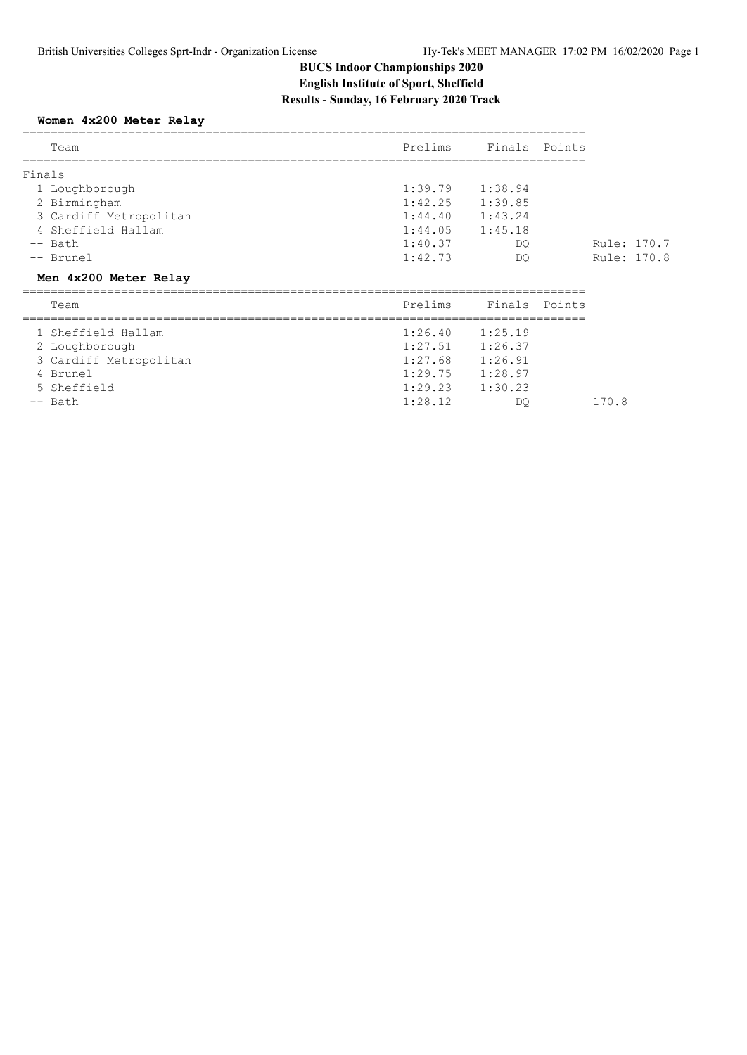# BUCS Indoor Championships 2020

**English Institute of Sport, Sheffield**

**Results - Sunday, 16 February 2020 Track**

## Women 4x200 Meter Relay

Finals

| | Team | Prelims | Finals | Points | |
|---|---|---|---|---|---|
| 1 | Loughborough | 1:39.79 | 1:38.94 | | |
| 2 | Birmingham | 1:42.25 | 1:39.85 | | |
| 3 | Cardiff Metropolitan | 1:44.40 | 1:43.24 | | |
| 4 | Sheffield Hallam | 1:44.05 | 1:45.18 | | |
| -- | Bath | 1:40.37 | DQ | | Rule: 170.7 |
| -- | Brunel | 1:42.73 | DQ | | Rule: 170.8 |

## Men 4x200 Meter Relay

| | Team | Prelims | Finals | Points | |
|---|---|---|---|---|---|
| 1 | Sheffield Hallam | 1:26.40 | 1:25.19 | | |
| 2 | Loughborough | 1:27.51 | 1:26.37 | | |
| 3 | Cardiff Metropolitan | 1:27.68 | 1:26.91 | | |
| 4 | Brunel | 1:29.75 | 1:28.97 | | |
| 5 | Sheffield | 1:29.23 | 1:30.23 | | |
| -- | Bath | 1:28.12 | DQ | | 170.8 |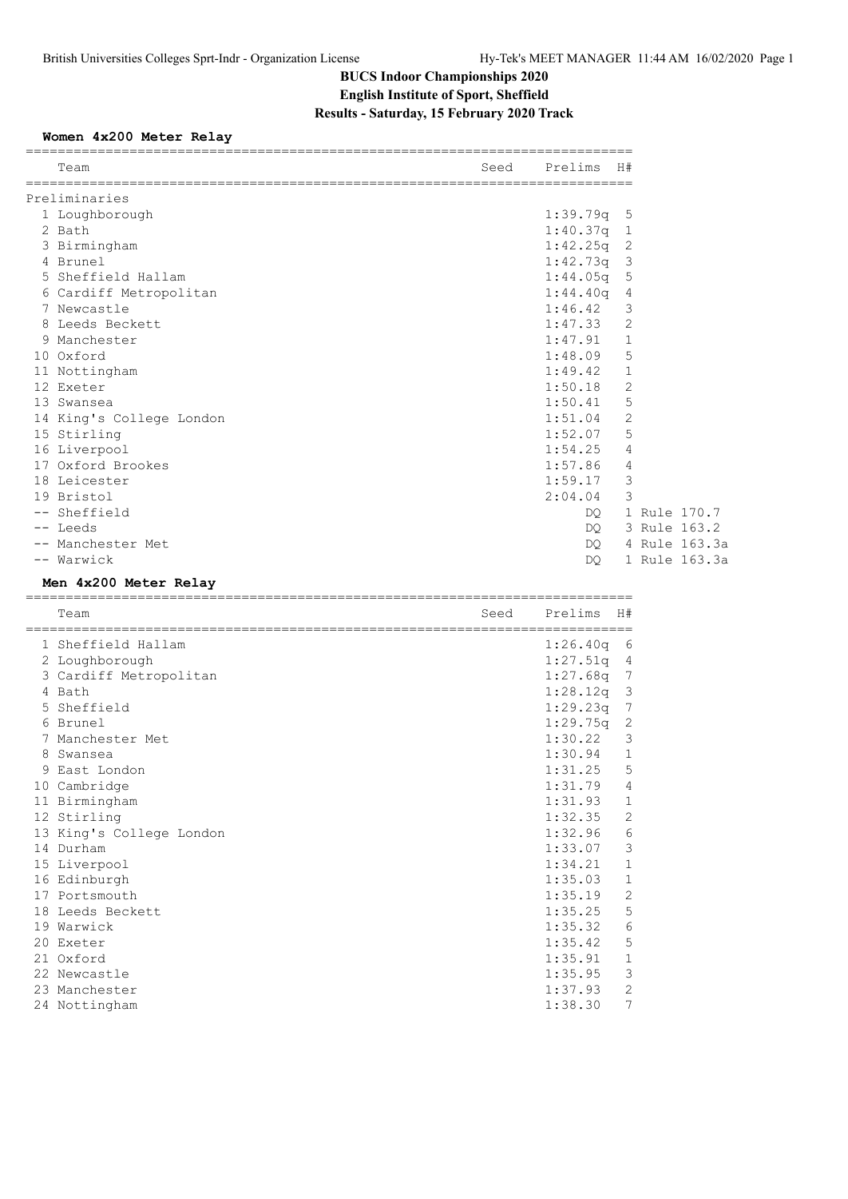# BUCS Indoor Championships 2020

## English Institute of Sport, Sheffield

## Results - Saturday, 15 February 2020 Track

### Women 4x200 Meter Relay

| | Team | Seed | Prelims | H# | |
|---|---|---|---|---|---|
| **Preliminaries** | | | | | |
| 1 | Loughborough | | 1:39.79q | 5 | |
| 2 | Bath | | 1:40.37q | 1 | |
| 3 | Birmingham | | 1:42.25q | 2 | |
| 4 | Brunel | | 1:42.73q | 3 | |
| 5 | Sheffield Hallam | | 1:44.05q | 5 | |
| 6 | Cardiff Metropolitan | | 1:44.40q | 4 | |
| 7 | Newcastle | | 1:46.42 | 3 | |
| 8 | Leeds Beckett | | 1:47.33 | 2 | |
| 9 | Manchester | | 1:47.91 | 1 | |
| 10 | Oxford | | 1:48.09 | 5 | |
| 11 | Nottingham | | 1:49.42 | 1 | |
| 12 | Exeter | | 1:50.18 | 2 | |
| 13 | Swansea | | 1:50.41 | 5 | |
| 14 | King's College London | | 1:51.04 | 2 | |
| 15 | Stirling | | 1:52.07 | 5 | |
| 16 | Liverpool | | 1:54.25 | 4 | |
| 17 | Oxford Brookes | | 1:57.86 | 4 | |
| 18 | Leicester | | 1:59.17 | 3 | |
| 19 | Bristol | | 2:04.04 | 3 | |
| -- | Sheffield | | DQ | 1 | Rule 170.7 |
| -- | Leeds | | DQ | 3 | Rule 163.2 |
| -- | Manchester Met | | DQ | 4 | Rule 163.3a |
| -- | Warwick | | DQ | 1 | Rule 163.3a |

### Men 4x200 Meter Relay

| | Team | Seed | Prelims | H# |
|---|---|---|---|---|
| 1 | Sheffield Hallam | | 1:26.40q | 6 |
| 2 | Loughborough | | 1:27.51q | 4 |
| 3 | Cardiff Metropolitan | | 1:27.68q | 7 |
| 4 | Bath | | 1:28.12q | 3 |
| 5 | Sheffield | | 1:29.23q | 7 |
| 6 | Brunel | | 1:29.75q | 2 |
| 7 | Manchester Met | | 1:30.22 | 3 |
| 8 | Swansea | | 1:30.94 | 1 |
| 9 | East London | | 1:31.25 | 5 |
| 10 | Cambridge | | 1:31.79 | 4 |
| 11 | Birmingham | | 1:31.93 | 1 |
| 12 | Stirling | | 1:32.35 | 2 |
| 13 | King's College London | | 1:32.96 | 6 |
| 14 | Durham | | 1:33.07 | 3 |
| 15 | Liverpool | | 1:34.21 | 1 |
| 16 | Edinburgh | | 1:35.03 | 1 |
| 17 | Portsmouth | | 1:35.19 | 2 |
| 18 | Leeds Beckett | | 1:35.25 | 5 |
| 19 | Warwick | | 1:35.32 | 6 |
| 20 | Exeter | | 1:35.42 | 5 |
| 21 | Oxford | | 1:35.91 | 1 |
| 22 | Newcastle | | 1:35.95 | 3 |
| 23 | Manchester | | 1:37.93 | 2 |
| 24 | Nottingham | | 1:38.30 | 7 |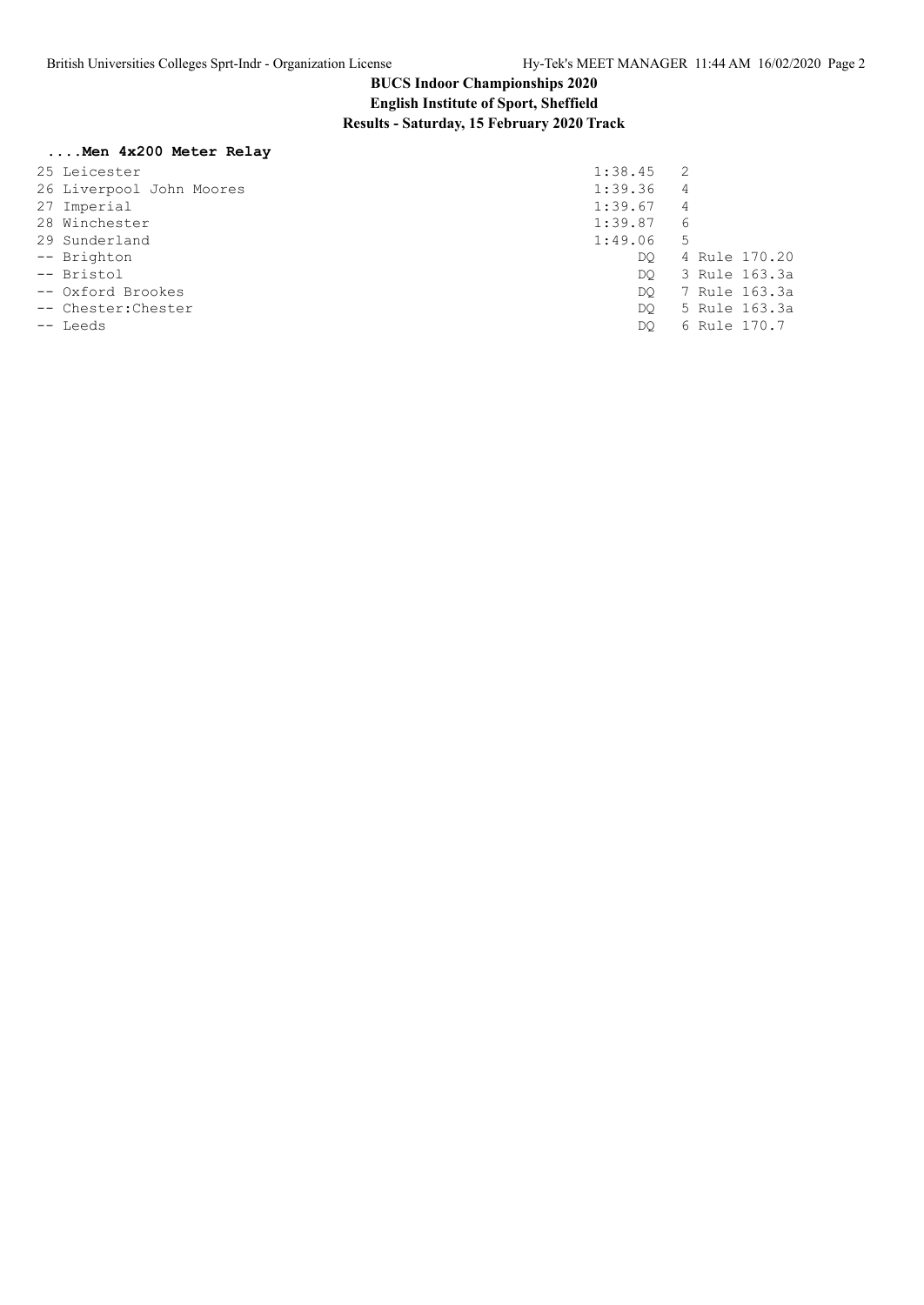# BUCS Indoor Championships 2020

## English Institute of Sport, Sheffield

## Results - Saturday, 15 February 2020 Track

### ....Men 4x200 Meter Relay

| | | | | |
|---|---|---|---|---|
| 25 | Leicester | 1:38.45 | 2 | |
| 26 | Liverpool John Moores | 1:39.36 | 4 | |
| 27 | Imperial | 1:39.67 | 4 | |
| 28 | Winchester | 1:39.87 | 6 | |
| 29 | Sunderland | 1:49.06 | 5 | |
| -- | Brighton | DQ | 4 | Rule 170.20 |
| -- | Bristol | DQ | 3 | Rule 163.3a |
| -- | Oxford Brookes | DQ | 7 | Rule 163.3a |
| -- | Chester:Chester | DQ | 5 | Rule 163.3a |
| -- | Leeds | DQ | 6 | Rule 170.7 |